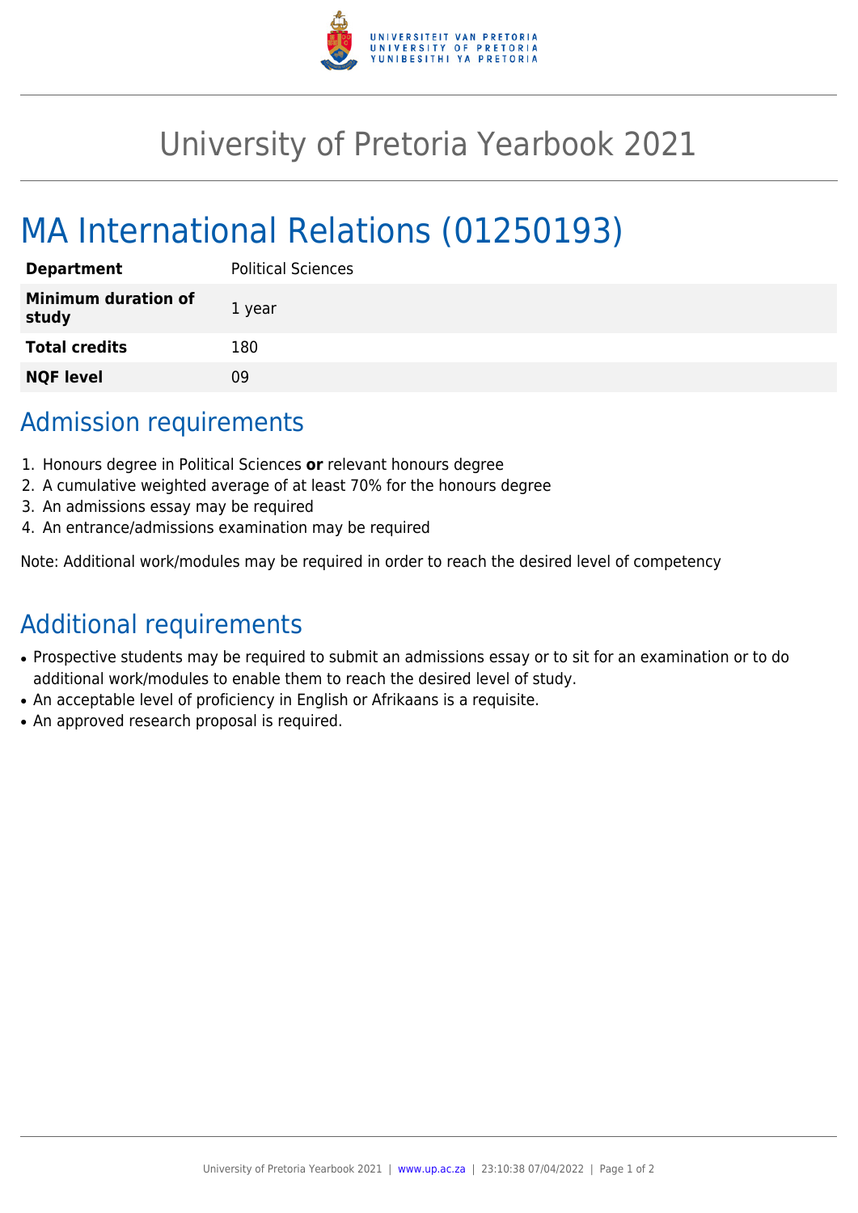# University of Pretoria Yearbook 2021

## MA International Relations (01250193)

| | |
|---|---|
| **Department** | Political Sciences |
| **Minimum duration of study** | 1 year |
| **Total credits** | 180 |
| **NQF level** | 09 |

## Admission requirements

1. Honours degree in Political Sciences **or** relevant honours degree
2. A cumulative weighted average of at least 70% for the honours degree
3. An admissions essay may be required
4. An entrance/admissions examination may be required

Note: Additional work/modules may be required in order to reach the desired level of competency

## Additional requirements

- Prospective students may be required to submit an admissions essay or to sit for an examination or to do additional work/modules to enable them to reach the desired level of study.
- An acceptable level of proficiency in English or Afrikaans is a requisite.
- An approved research proposal is required.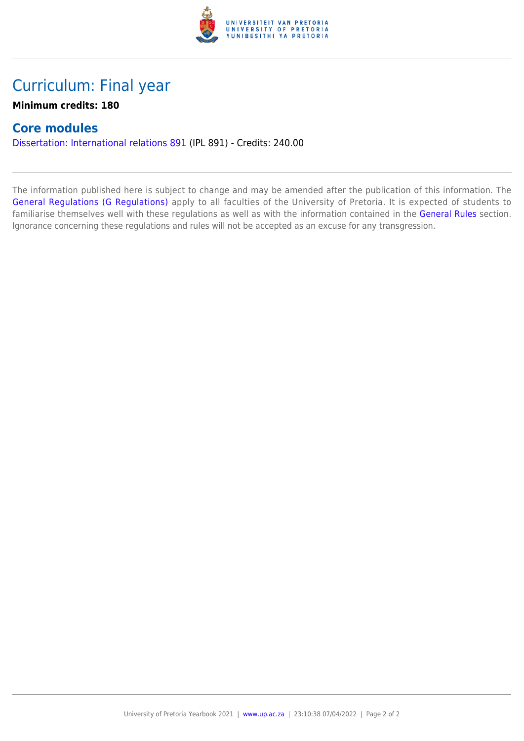## Curriculum: Final year

**Minimum credits: 180**

### Core modules

Dissertation: International relations 891 (IPL 891) - Credits: 240.00

The information published here is subject to change and may be amended after the publication of this information. The General Regulations (G Regulations) apply to all faculties of the University of Pretoria. It is expected of students to familiarise themselves well with these regulations as well as with the information contained in the General Rules section. Ignorance concerning these regulations and rules will not be accepted as an excuse for any transgression.